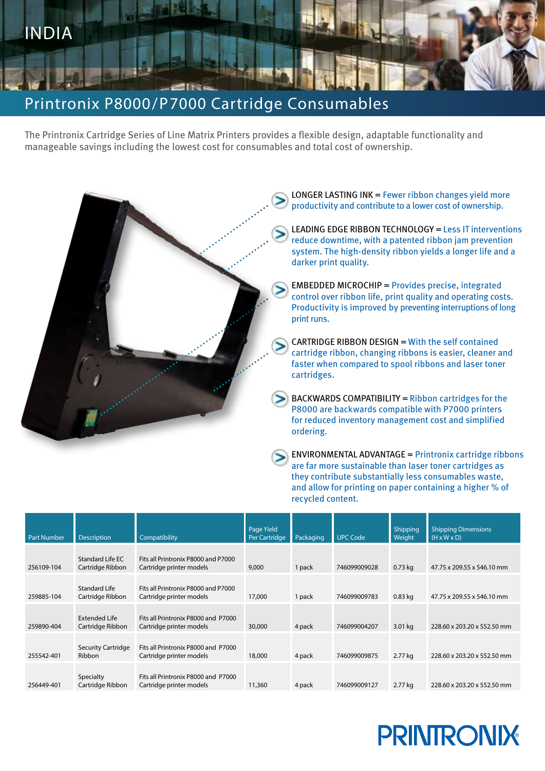INDIA

# Printronix P8000/P7000 Cartridge Consumables

The Printronix Cartridge Series of Line Matrix Printers provides a flexible design, adaptable functionality and manageable savings including the lowest cost for consumables and total cost of ownership.

- LONGER LASTING INK = Fewer ribbon changes yield more productivity and contribute to a lower cost of ownership.
- LEADING EDGE RIBBON TECHNOLOGY = Less IT interventions reduce downtime, with a patented ribbon jam prevention system. The high-density ribbon yields a longer life and a darker print quality.
- EMBEDDED MICROCHIP = Provides precise, integrated control over ribbon life, print quality and operating costs. Productivity is improved by preventing interruptions of long print runs.
- CARTRIDGE RIBBON DESIGN = With the self contained cartridge ribbon, changing ribbons is easier, cleaner and faster when compared to spool ribbons and laser toner cartridges.
- BACKWARDS COMPATIBILITY = Ribbon cartridges for the P8000 are backwards compatible with P7000 printers for reduced inventory management cost and simplified ordering.
- ENVIRONMENTAL ADVANTAGE = Printronix cartridge ribbons are far more sustainable than laser toner cartridges as they contribute substantially less consumables waste, and allow for printing on paper containing a higher % of recycled content.

| Part Number | Description | Compatibility | Page Yield Per Cartridge | Packaging | UPC Code | Shipping Weight | Shipping Dimensions (H x W x D) |
|---|---|---|---|---|---|---|---|
| 256109-104 | Standard Life EC Cartridge Ribbon | Fits all Printronix P8000 and P7000 Cartridge printer models | 9,000 | 1 pack | 746099009028 | 0.73 kg | 47.75 x 209.55 x 546.10 mm |
| 259885-104 | Standard Life Cartridge Ribbon | Fits all Printronix P8000 and P7000 Cartridge printer models | 17,000 | 1 pack | 746099009783 | 0.83 kg | 47.75 x 209.55 x 546.10 mm |
| 259890-404 | Extended Life Cartridge Ribbon | Fits all Printronix P8000 and P7000 Cartridge printer models | 30,000 | 4 pack | 746099004207 | 3.01 kg | 228.60 x 203.20 x 552.50 mm |
| 255542-401 | Security Cartridge Ribbon | Fits all Printronix P8000 and P7000 Cartridge printer models | 18,000 | 4 pack | 746099009875 | 2.77 kg | 228.60 x 203.20 x 552.50 mm |
| 256449-401 | Specialty Cartridge Ribbon | Fits all Printronix P8000 and P7000 Cartridge printer models | 11,360 | 4 pack | 746099009127 | 2.77 kg | 228.60 x 203.20 x 552.50 mm |

PRINTRONIX®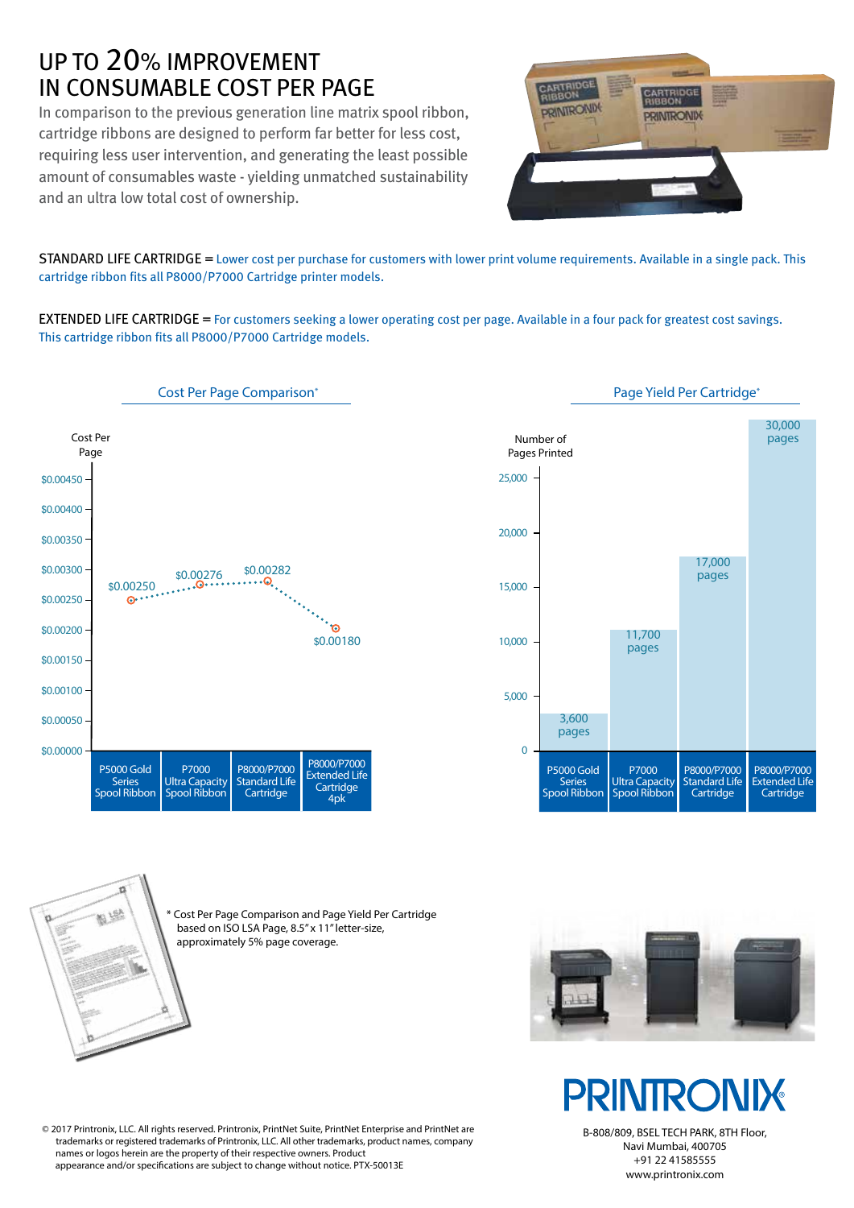# UP TO 20% IMPROVEMENT IN CONSUMABLE COST PER PAGE

In comparison to the previous generation line matrix spool ribbon, cartridge ribbons are designed to perform far better for less cost, requiring less user intervention, and generating the least possible amount of consumables waste - yielding unmatched sustainability and an ultra low total cost of ownership.

STANDARD LIFE CARTRIDGE = Lower cost per purchase for customers with lower print volume requirements. Available in a single pack. This cartridge ribbon fits all P8000/P7000 Cartridge printer models.

EXTENDED LIFE CARTRIDGE = For customers seeking a lower operating cost per page. Available in a four pack for greatest cost savings. This cartridge ribbon fits all P8000/P7000 Cartridge models.

### Cost Per Page Comparison*

Cost Per Page

$0.00450
$0.00400
$0.00350
$0.00300
$0.00250
$0.00200
$0.00150
$0.00100
$0.00050
$0.00000

$0.00250
$0.00276
$0.00282
$0.00180

P5000 Gold Series Spool Ribbon
P7000 Ultra Capacity Spool Ribbon
P8000/P7000 Standard Life Cartridge
P8000/P7000 Extended Life Cartridge 4pk

### Page Yield Per Cartridge*

Number of Pages Printed

25,000
20,000
15,000
10,000
5,000
0

3,600 pages
11,700 pages
17,000 pages
30,000 pages

P5000 Gold Series Spool Ribbon
P7000 Ultra Capacity Spool Ribbon
P8000/P7000 Standard Life Cartridge
P8000/P7000 Extended Life Cartridge

\* Cost Per Page Comparison and Page Yield Per Cartridge based on ISO LSA Page, 8.5" x 11" letter-size, approximately 5% page coverage.

© 2017 Printronix, LLC. All rights reserved. Printronix, PrintNet Suite, PrintNet Enterprise and PrintNet are trademarks or registered trademarks of Printronix, LLC. All other trademarks, product names, company names or logos herein are the property of their respective owners. Product appearance and/or specifications are subject to change without notice. PTX-50013E

PRINTRONIX

B-808/809, BSEL TECH PARK, 8TH Floor,
Navi Mumbai, 400705
+91 22 41585555
www.printronix.com